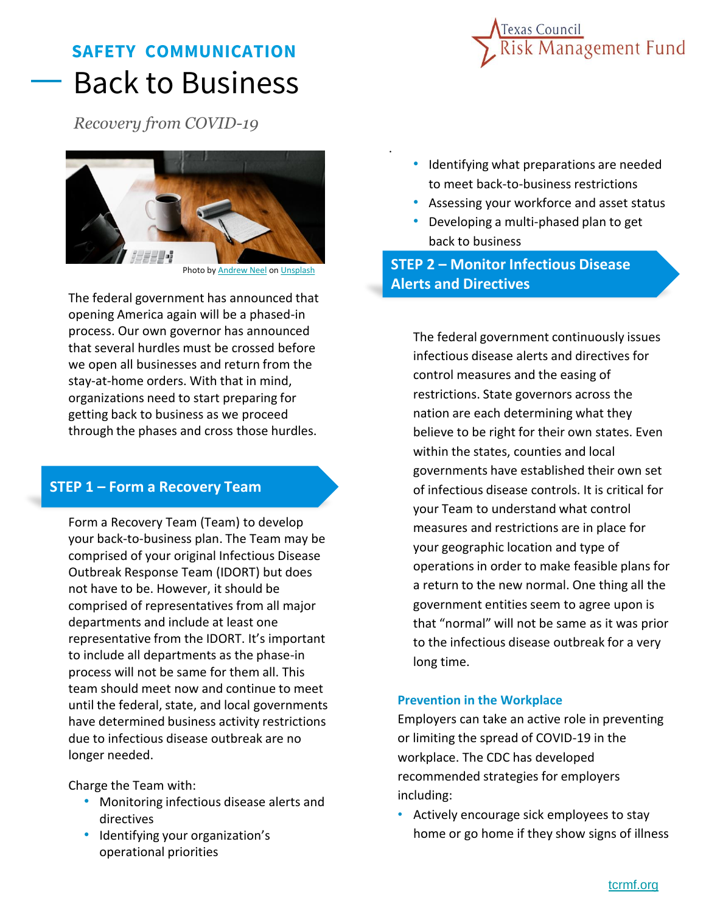SAFETY COMMUNICATION

# Back to Business

*Recovery from COVID-19*

Photo by Andrew Neel on Unsplash

The federal government has announced that opening America again will be a phased-in process. Our own governor has announced that several hurdles must be crossed before we open all businesses and return from the stay-at-home orders. With that in mind, organizations need to start preparing for getting back to business as we proceed through the phases and cross those hurdles.

## STEP 1 – Form a Recovery Team

Form a Recovery Team (Team) to develop your back-to-business plan. The Team may be comprised of your original Infectious Disease Outbreak Response Team (IDORT) but does not have to be. However, it should be comprised of representatives from all major departments and include at least one representative from the IDORT. It's important to include all departments as the phase-in process will not be same for them all. This team should meet now and continue to meet until the federal, state, and local governments have determined business activity restrictions due to infectious disease outbreak are no longer needed.

Charge the Team with:

- Monitoring infectious disease alerts and directives
- Identifying your organization's operational priorities
- Identifying what preparations are needed to meet back-to-business restrictions
- Assessing your workforce and asset status
- Developing a multi-phased plan to get back to business

## STEP 2 – Monitor Infectious Disease Alerts and Directives

The federal government continuously issues infectious disease alerts and directives for control measures and the easing of restrictions. State governors across the nation are each determining what they believe to be right for their own states. Even within the states, counties and local governments have established their own set of infectious disease controls. It is critical for your Team to understand what control measures and restrictions are in place for your geographic location and type of operations in order to make feasible plans for a return to the new normal. One thing all the government entities seem to agree upon is that "normal" will not be same as it was prior to the infectious disease outbreak for a very long time.

### Prevention in the Workplace

Employers can take an active role in preventing or limiting the spread of COVID-19 in the workplace. The CDC has developed recommended strategies for employers including:

- Actively encourage sick employees to stay home or go home if they show signs of illness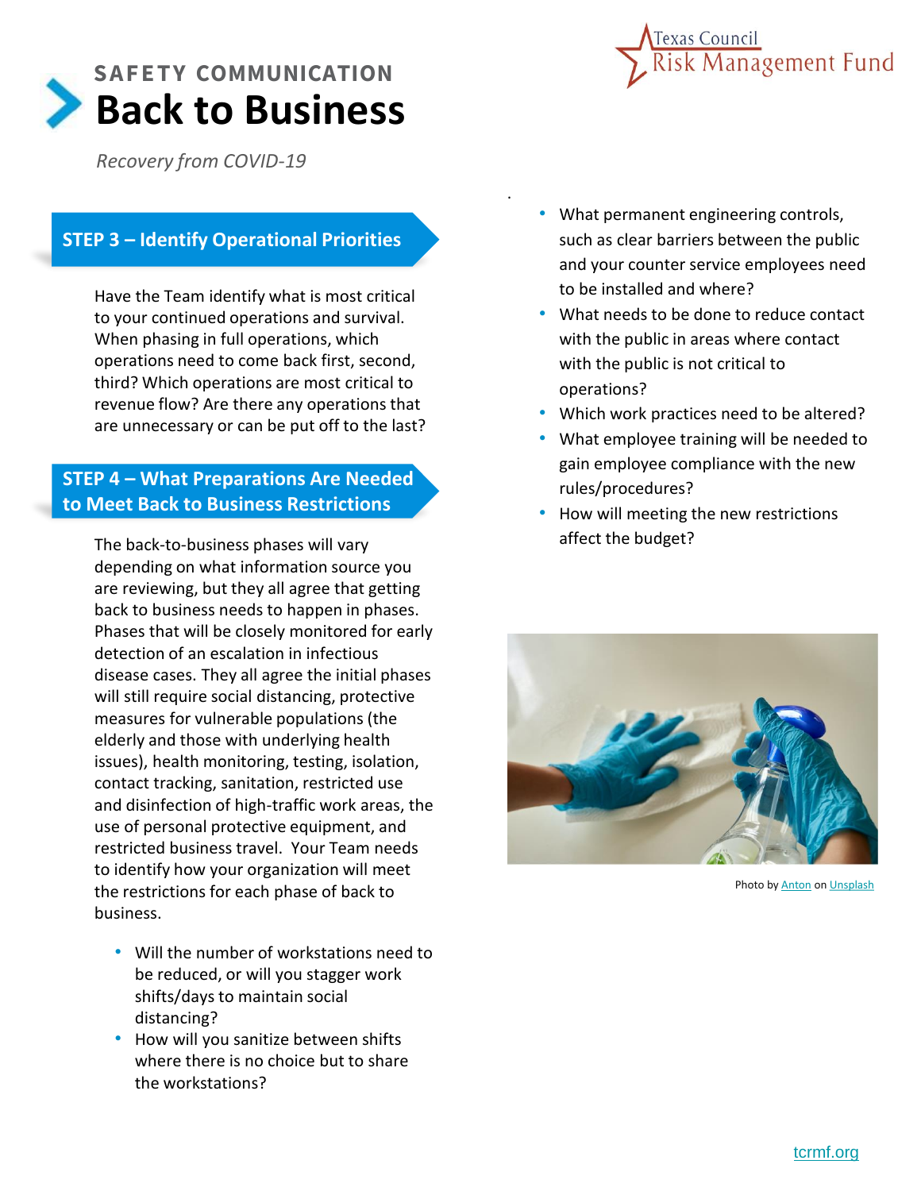# SAFETY COMMUNICATION

# Back to Business

*Recovery from COVID-19*

## STEP 3 – Identify Operational Priorities

Have the Team identify what is most critical to your continued operations and survival. When phasing in full operations, which operations need to come back first, second, third? Which operations are most critical to revenue flow? Are there any operations that are unnecessary or can be put off to the last?

## STEP 4 – What Preparations Are Needed to Meet Back to Business Restrictions

The back-to-business phases will vary depending on what information source you are reviewing, but they all agree that getting back to business needs to happen in phases. Phases that will be closely monitored for early detection of an escalation in infectious disease cases. They all agree the initial phases will still require social distancing, protective measures for vulnerable populations (the elderly and those with underlying health issues), health monitoring, testing, isolation, contact tracking, sanitation, restricted use and disinfection of high-traffic work areas, the use of personal protective equipment, and restricted business travel. Your Team needs to identify how your organization will meet the restrictions for each phase of back to business.

- Will the number of workstations need to be reduced, or will you stagger work shifts/days to maintain social distancing?
- How will you sanitize between shifts where there is no choice but to share the workstations?
- What permanent engineering controls, such as clear barriers between the public and your counter service employees need to be installed and where?
- What needs to be done to reduce contact with the public in areas where contact with the public is not critical to operations?
- Which work practices need to be altered?
- What employee training will be needed to gain employee compliance with the new rules/procedures?
- How will meeting the new restrictions affect the budget?

Photo by Anton on Unsplash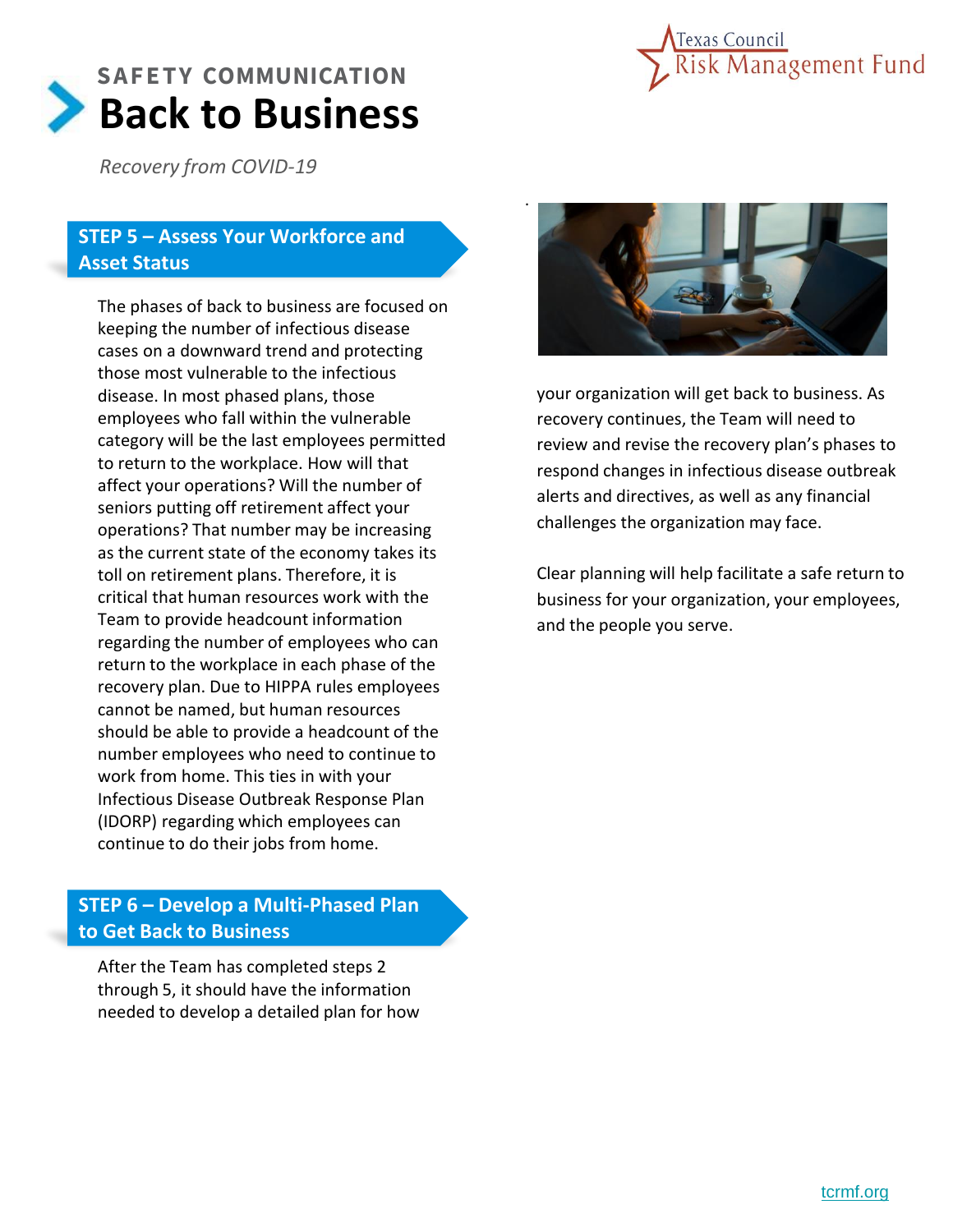# SAFETY COMMUNICATION

# Back to Business

*Recovery from COVID-19*

## STEP 5 – Assess Your Workforce and Asset Status

The phases of back to business are focused on keeping the number of infectious disease cases on a downward trend and protecting those most vulnerable to the infectious disease. In most phased plans, those employees who fall within the vulnerable category will be the last employees permitted to return to the workplace. How will that affect your operations? Will the number of seniors putting off retirement affect your operations? That number may be increasing as the current state of the economy takes its toll on retirement plans. Therefore, it is critical that human resources work with the Team to provide headcount information regarding the number of employees who can return to the workplace in each phase of the recovery plan. Due to HIPPA rules employees cannot be named, but human resources should be able to provide a headcount of the number employees who need to continue to work from home. This ties in with your Infectious Disease Outbreak Response Plan (IDORP) regarding which employees can continue to do their jobs from home.

## STEP 6 – Develop a Multi-Phased Plan to Get Back to Business

After the Team has completed steps 2 through 5, it should have the information needed to develop a detailed plan for how your organization will get back to business. As recovery continues, the Team will need to review and revise the recovery plan's phases to respond changes in infectious disease outbreak alerts and directives, as well as any financial challenges the organization may face.

Clear planning will help facilitate a safe return to business for your organization, your employees, and the people you serve.